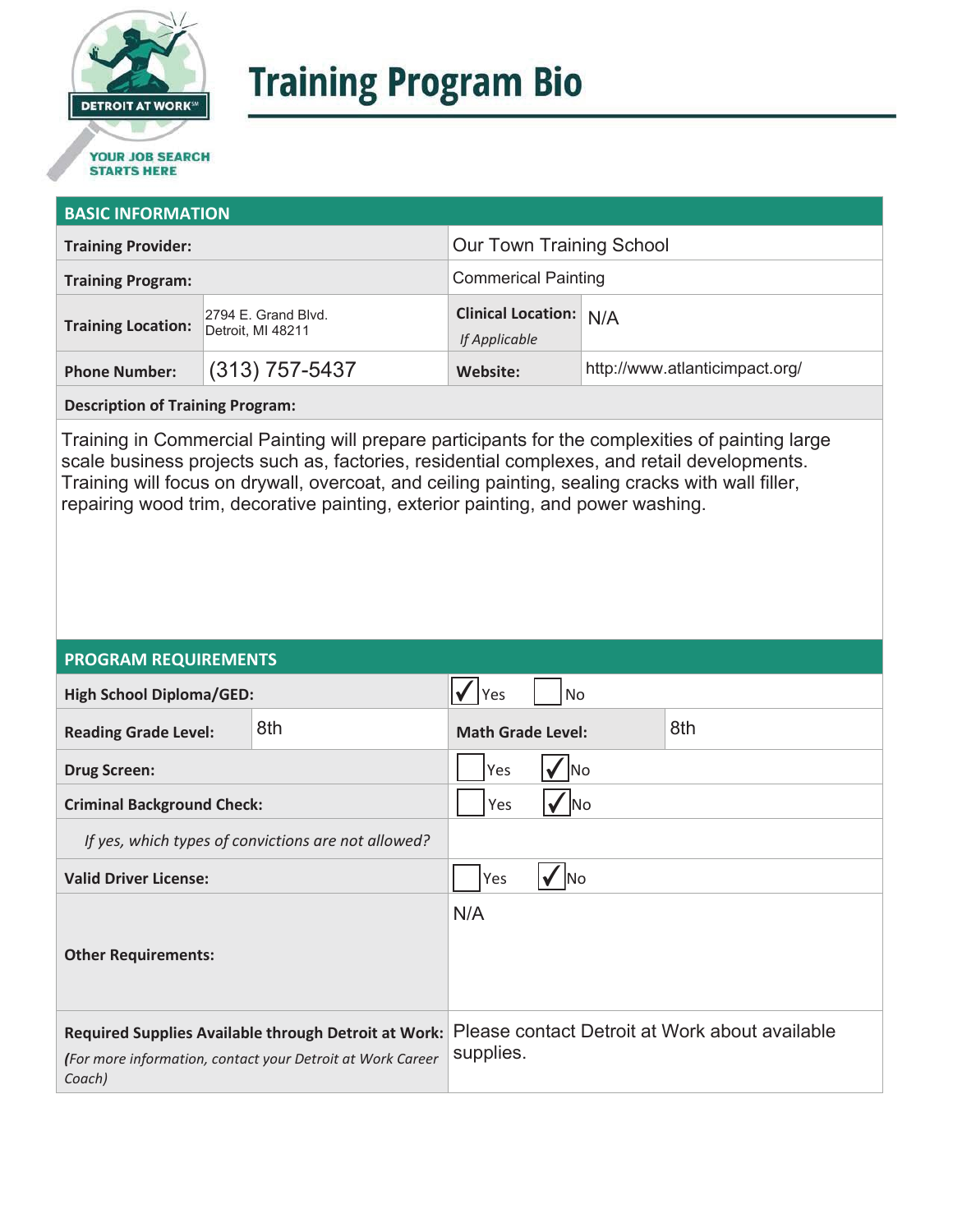DETROIT AT WORK

YOUR JOB SEARCH STARTS HERE

# Training Program Bio

## BASIC INFORMATION

| | | | |
|---|---|---|---|
| **Training Provider:** | | Our Town Training School | |
| **Training Program:** | | Commerical Painting | |
| **Training Location:** | 2794 E. Grand Blvd. Detroit, MI 48211 | **Clinical Location:** *If Applicable* | N/A |
| **Phone Number:** | (313) 757-5437 | **Website:** | http://www.atlanticimpact.org/ |

**Description of Training Program:**

Training in Commercial Painting will prepare participants for the complexities of painting large scale business projects such as, factories, residential complexes, and retail developments. Training will focus on drywall, overcoat, and ceiling painting, sealing cracks with wall filler, repairing wood trim, decorative painting, exterior painting, and power washing.

## PROGRAM REQUIREMENTS

| | | | |
|---|---|---|---|
| **High School Diploma/GED:** | | ☑ Yes ☐ No | |
| **Reading Grade Level:** | 8th | **Math Grade Level:** | 8th |
| **Drug Screen:** | | ☐ Yes ☑ No | |
| **Criminal Background Check:** | | ☐ Yes ☑ No | |
| *If yes, which types of convictions are not allowed?* | | | |
| **Valid Driver License:** | | ☐ Yes ☑ No | |
| **Other Requirements:** | | N/A | |
| **Required Supplies Available through Detroit at Work:** *(For more information, contact your Detroit at Work Career Coach)* | | Please contact Detroit at Work about available supplies. | |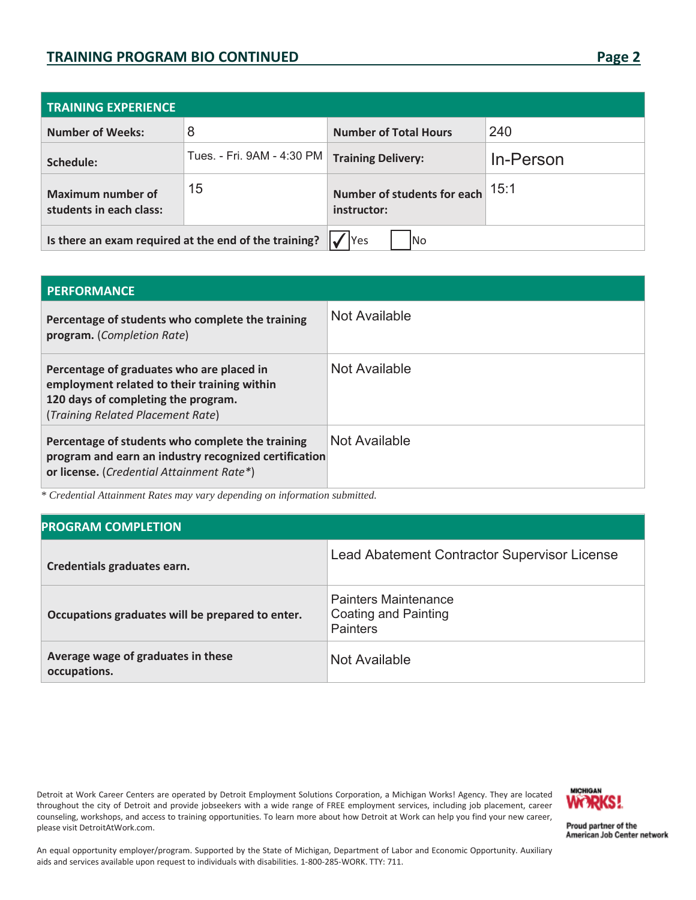## TRAINING PROGRAM BIO CONTINUED

| TRAINING EXPERIENCE | | | |
|---|---|---|---|
| **Number of Weeks:** | 8 | **Number of Total Hours** | 240 |
| **Schedule:** | Tues. - Fri. 9AM - 4:30 PM | **Training Delivery:** | In-Person |
| **Maximum number of students in each class:** | 15 | **Number of students for each instructor:** | 15:1 |
| **Is there an exam required at the end of the training?** | | ☑ Yes ☐ No | |

| PERFORMANCE | |
|---|---|
| **Percentage of students who complete the training program.** (*Completion Rate*) | Not Available |
| **Percentage of graduates who are placed in employment related to their training within 120 days of completing the program.** (*Training Related Placement Rate*) | Not Available |
| **Percentage of students who complete the training program and earn an industry recognized certification or license.** (*Credential Attainment Rate**) | Not Available |

*\* Credential Attainment Rates may vary depending on information submitted.*

| PROGRAM COMPLETION | |
|---|---|
| **Credentials graduates earn.** | Lead Abatement Contractor Supervisor License |
| **Occupations graduates will be prepared to enter.** | Painters Maintenance<br>Coating and Painting<br>Painters |
| **Average wage of graduates in these occupations.** | Not Available |

Detroit at Work Career Centers are operated by Detroit Employment Solutions Corporation, a Michigan Works! Agency. They are located throughout the city of Detroit and provide jobseekers with a wide range of FREE employment services, including job placement, career counseling, workshops, and access to training opportunities. To learn more about how Detroit at Work can help you find your new career, please visit DetroitAtWork.com.

MICHIGAN WORKS! Proud partner of the American Job Center network

An equal opportunity employer/program. Supported by the State of Michigan, Department of Labor and Economic Opportunity. Auxiliary aids and services available upon request to individuals with disabilities. 1-800-285-WORK. TTY: 711.